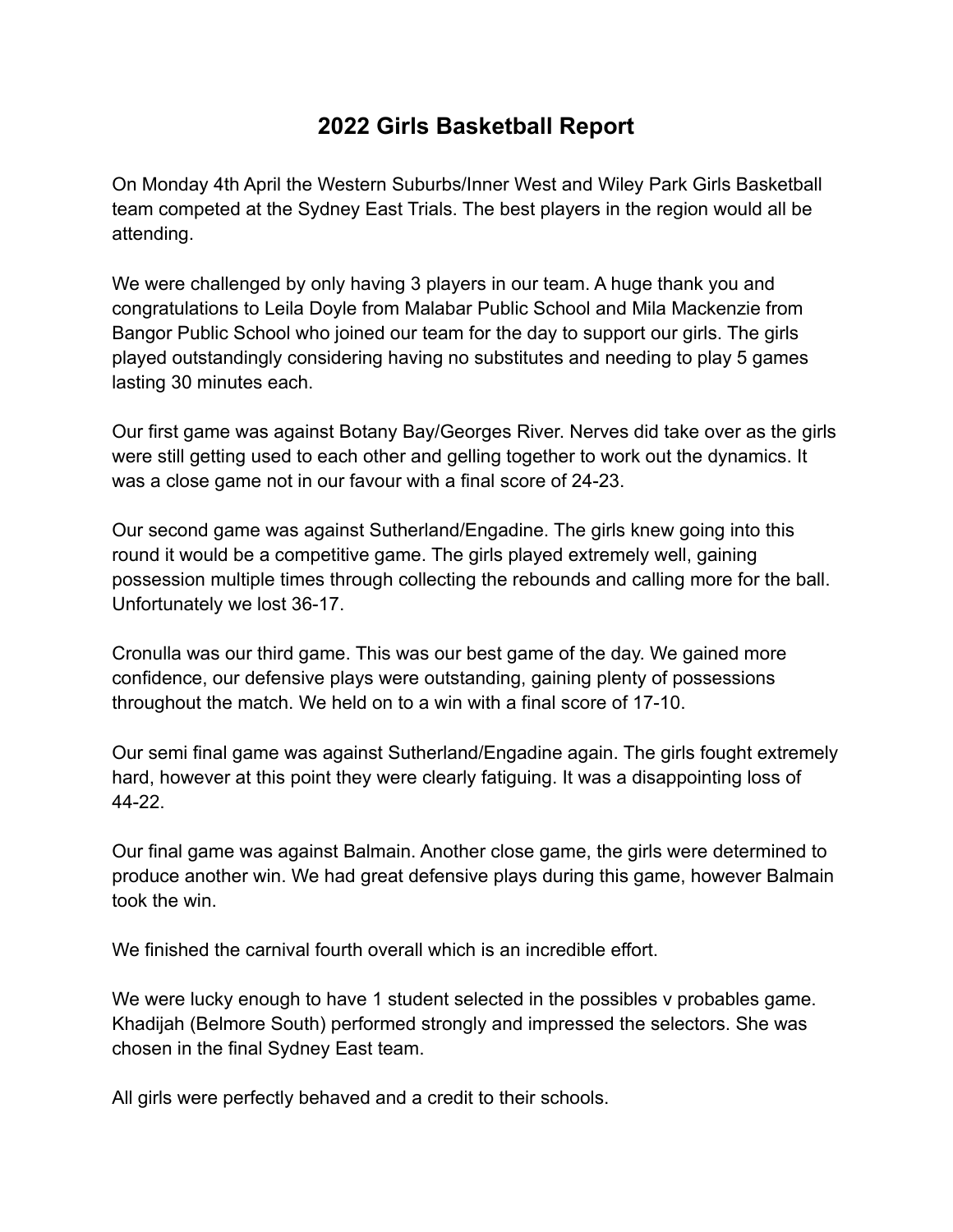# 2022 Girls Basketball Report

On Monday 4th April the Western Suburbs/Inner West and Wiley Park Girls Basketball team competed at the Sydney East Trials. The best players in the region would all be attending.

We were challenged by only having 3 players in our team. A huge thank you and congratulations to Leila Doyle from Malabar Public School and Mila Mackenzie from Bangor Public School who joined our team for the day to support our girls. The girls played outstandingly considering having no substitutes and needing to play 5 games lasting 30 minutes each.

Our first game was against Botany Bay/Georges River. Nerves did take over as the girls were still getting used to each other and gelling together to work out the dynamics. It was a close game not in our favour with a final score of 24-23.

Our second game was against Sutherland/Engadine. The girls knew going into this round it would be a competitive game. The girls played extremely well, gaining possession multiple times through collecting the rebounds and calling more for the ball. Unfortunately we lost 36-17.

Cronulla was our third game. This was our best game of the day. We gained more confidence, our defensive plays were outstanding, gaining plenty of possessions throughout the match. We held on to a win with a final score of 17-10.

Our semi final game was against Sutherland/Engadine again. The girls fought extremely hard, however at this point they were clearly fatiguing. It was a disappointing loss of 44-22.

Our final game was against Balmain. Another close game, the girls were determined to produce another win. We had great defensive plays during this game, however Balmain took the win.

We finished the carnival fourth overall which is an incredible effort.

We were lucky enough to have 1 student selected in the possibles v probables game. Khadijah (Belmore South) performed strongly and impressed the selectors. She was chosen in the final Sydney East team.

All girls were perfectly behaved and a credit to their schools.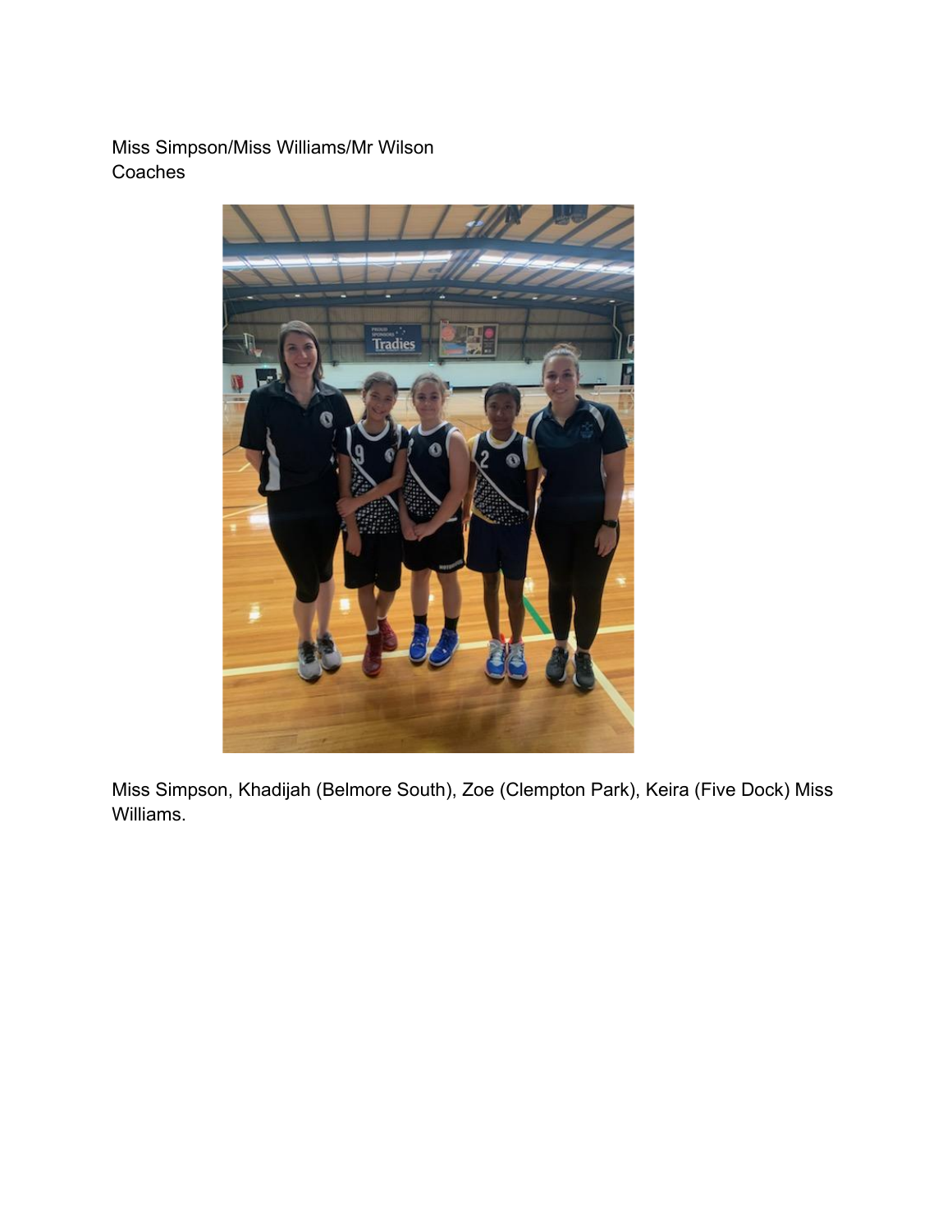Miss Simpson/Miss Williams/Mr Wilson
Coaches

Miss Simpson, Khadijah (Belmore South), Zoe (Clempton Park), Keira (Five Dock) Miss Williams.